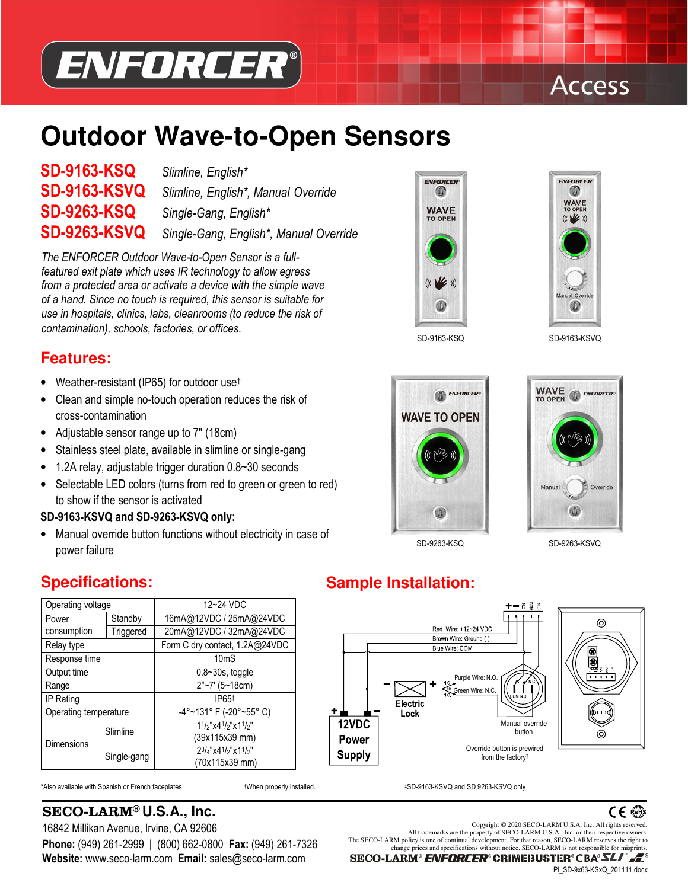ENFORCER® Access

# Outdoor Wave-to-Open Sensors

**SD-9163-KSQ** *Slimline, English**

**SD-9163-KSVQ** *Slimline, English*, Manual Override*

**SD-9263-KSQ** *Single-Gang, English**

**SD-9263-KSVQ** *Single-Gang, English*, Manual Override*

*The ENFORCER Outdoor Wave-to-Open Sensor is a full-featured exit plate which uses IR technology to allow egress from a protected area or activate a device with the simple wave of a hand. Since no touch is required, this sensor is suitable for use in hospitals, clinics, labs, cleanrooms (to reduce the risk of contamination), schools, factories, or offices.*

SD-9163-KSQ

SD-9163-KSVQ

SD-9263-KSQ

SD-9263-KSVQ

## Features:

- Weather-resistant (IP65) for outdoor use†
- Clean and simple no-touch operation reduces the risk of cross-contamination
- Adjustable sensor range up to 7" (18cm)
- Stainless steel plate, available in slimline or single-gang
- 1.2A relay, adjustable trigger duration 0.8~30 seconds
- Selectable LED colors (turns from red to green or green to red) to show if the sensor is activated

**SD-9163-KSVQ and SD-9263-KSVQ only:**

- Manual override button functions without electricity in case of power failure

## Specifications:

| Operating voltage | | 12~24 VDC |
|---|---|---|
| Power consumption | Standby | 16mA@12VDC / 25mA@24VDC |
| | Triggered | 20mA@12VDC / 32mA@24VDC |
| Relay type | | Form C dry contact, 1.2A@24VDC |
| Response time | | 10mS |
| Output time | | 0.8~30s, toggle |
| Range | | 2"~7' (5~18cm) |
| IP Rating | | IP65† |
| Operating temperature | | -4°~131° F (-20°~55° C) |
| Dimensions | Slimline | 1½"x4½"x1½" (39x115x39 mm) |
| | Single-gang | 2¾"x4½"x1½" (70x115x39 mm) |

## Sample Installation:

Red Wire: +12~24 VDC

Brown Wire: Ground (-)

Blue Wire: COM

Purple Wire: N.O.

Green Wire: N.C.

Electric Lock

12VDC Power Supply

Manual override button

Override button is prewired from the factory‡

*Also available with Spanish or French faceplates

†When properly installed.

‡SD-9163-KSVQ and SD 9263-KSVQ only

**SECO-LARM® U.S.A., Inc.**

16842 Millikan Avenue, Irvine, CA 92606

**Phone:** (949) 261-2999 | (800) 662-0800 **Fax:** (949) 261-7326

**Website:** www.seco-larm.com **Email:** sales@seco-larm.com

Copyright © 2020 SECO-LARM U.S.A, Inc. All rights reserved.
All trademarks are the property of SECO-LARM U.S.A., Inc. or their respective owners.
The SECO-LARM policy is one of continual development. For that reason, SECO-LARM reserves the right to change prices and specifications without notice. SECO-LARM is not responsible for misprints.

SECO-LARM® ENFORCER® CRIMEBUSTER® CBA® SLI™

PI_SD-9x63-KSxQ_201111.docx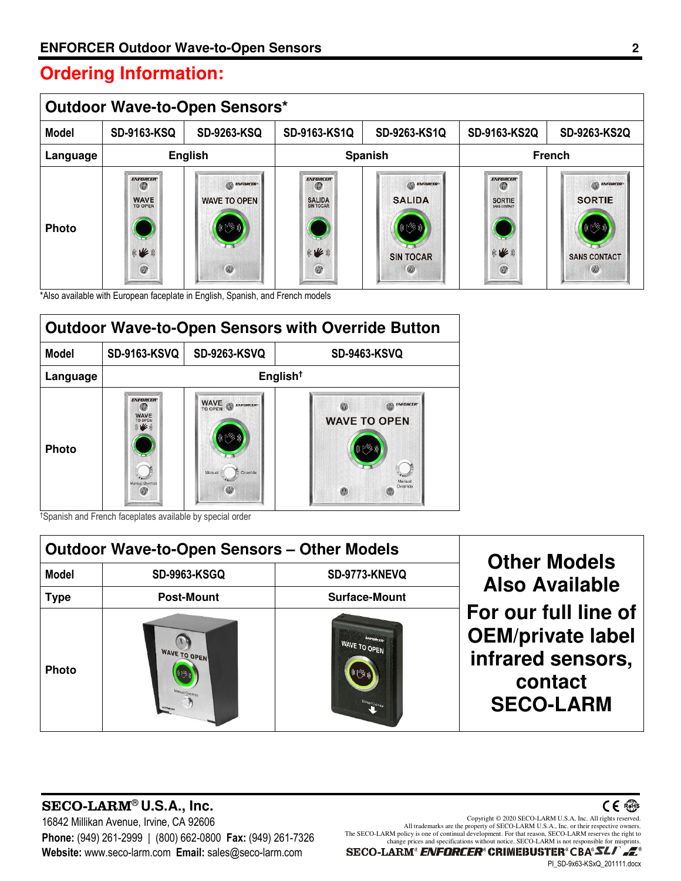# Ordering Information:

| Outdoor Wave-to-Open Sensors* | | | | | | |
|---|---|---|---|---|---|---|
| **Model** | **SD-9163-KSQ** | **SD-9263-KSQ** | **SD-9163-KS1Q** | **SD-9263-KS1Q** | **SD-9163-KS2Q** | **SD-9263-KS2Q** |
| **Language** | **English** | | **Spanish** | | **French** | |
| **Photo** | | | | | | |

*Also available with European faceplate in English, Spanish, and French models

| Outdoor Wave-to-Open Sensors with Override Button | | | |
|---|---|---|---|
| **Model** | **SD-9163-KSVQ** | **SD-9263-KSVQ** | **SD-9463-KSVQ** |
| **Language** | **English†** | | |
| **Photo** | | | |

†Spanish and French faceplates available by special order

| Outdoor Wave-to-Open Sensors – Other Models | | |
|---|---|---|
| **Model** | **SD-9963-KSGQ** | **SD-9773-KNEVQ** |
| **Type** | **Post-Mount** | **Surface-Mount** |
| **Photo** | | |

**Other Models Also Available**

**For our full line of OEM/private label infrared sensors, contact SECO-LARM**

**SECO-LARM® U.S.A., Inc.**
16842 Millikan Avenue, Irvine, CA 92606
**Phone:** (949) 261-2999 | (800) 662-0800 **Fax:** (949) 261-7326
**Website:** www.seco-larm.com **Email:** sales@seco-larm.com

Copyright © 2020 SECO-LARM U.S.A, Inc. All rights reserved.
All trademarks are the property of SECO-LARM U.S.A., Inc. or their respective owners.
The SECO-LARM policy is one of continual development. For that reason, SECO-LARM reserves the right to change prices and specifications without notice. SECO-LARM is not responsible for misprints.

PI_SD-9x63-KSxQ_201111.docx